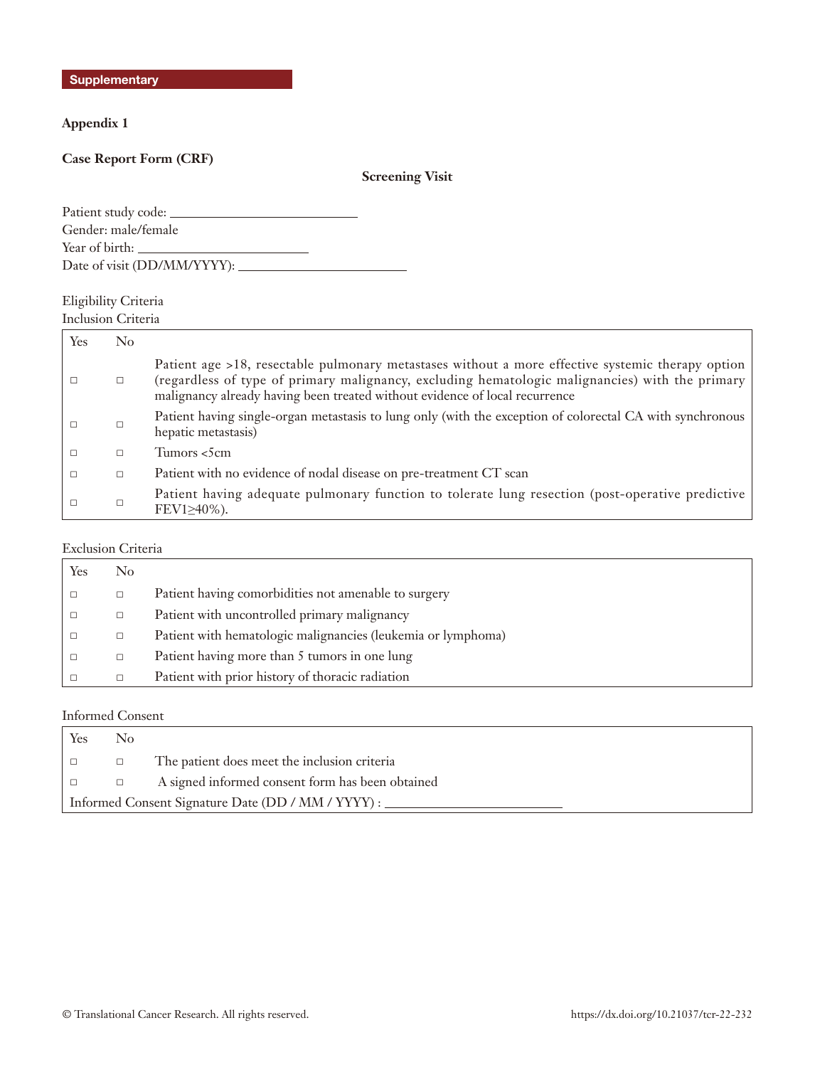**Supplementary**

## Appendix 1

### Case Report Form (CRF)

**Screening Visit**

Patient study code: ___________________________
Gender: male/female
Year of birth: _________________________
Date of visit (DD/MM/YYYY): _________________________

Eligibility Criteria

Inclusion Criteria

| Yes | No | |
|---|---|---|
| □ | □ | Patient age >18, resectable pulmonary metastases without a more effective systemic therapy option (regardless of type of primary malignancy, excluding hematologic malignancies) with the primary malignancy already having been treated without evidence of local recurrence |
| □ | □ | Patient having single-organ metastasis to lung only (with the exception of colorectal CA with synchronous hepatic metastasis) |
| □ | □ | Tumors <5cm |
| □ | □ | Patient with no evidence of nodal disease on pre-treatment CT scan |
| □ | □ | Patient having adequate pulmonary function to tolerate lung resection (post-operative predictive FEV1≥40%). |

Exclusion Criteria

| Yes | No | |
|---|---|---|
| □ | □ | Patient having comorbidities not amenable to surgery |
| □ | □ | Patient with uncontrolled primary malignancy |
| □ | □ | Patient with hematologic malignancies (leukemia or lymphoma) |
| □ | □ | Patient having more than 5 tumors in one lung |
| □ | □ | Patient with prior history of thoracic radiation |

Informed Consent

| Yes | No | |
|---|---|---|
| □ | □ | The patient does meet the inclusion criteria |
| □ | □ | A signed informed consent form has been obtained |
| Informed Consent Signature Date (DD / MM / YYYY) : __________________________ | | |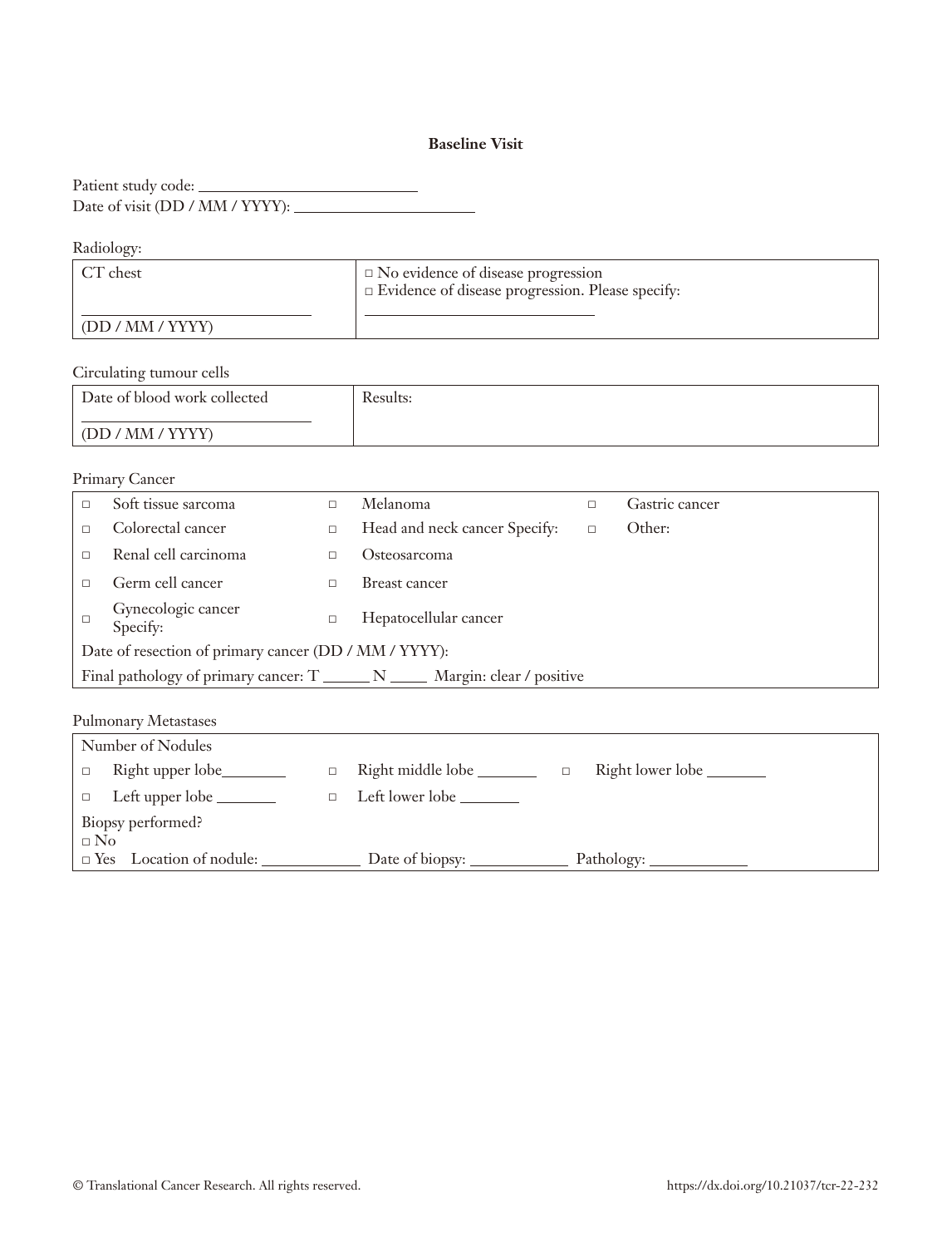**Baseline Visit**

Patient study code: ___________________________
Date of visit (DD / MM / YYYY): ______________________

Radiology:

| CT chest<br><br>___________________________<br>(DD / MM / YYYY) | □ No evidence of disease progression<br>□ Evidence of disease progression. Please specify:<br>___________________________ |
|---|---|

Circulating tumour cells

| Date of blood work collected<br>___________________________<br>(DD / MM / YYYY) | Results: |
|---|---|

Primary Cancer

| | | | | | |
|---|---|---|---|---|---|
| □ | Soft tissue sarcoma | □ | Melanoma | □ | Gastric cancer |
| □ | Colorectal cancer | □ | Head and neck cancer Specify: | □ | Other: |
| □ | Renal cell carcinoma | □ | Osteosarcoma | | |
| □ | Germ cell cancer | □ | Breast cancer | | |
| □ | Gynecologic cancer Specify: | □ | Hepatocellular cancer | | |

Date of resection of primary cancer (DD / MM / YYYY):

Final pathology of primary cancer: T ______ N _____ Margin: clear / positive

Pulmonary Metastases

Number of Nodules

| | | | | | |
|---|---|---|---|---|---|
| □ | Right upper lobe________ | □ | Right middle lobe _______ | □ | Right lower lobe _______ |
| □ | Left upper lobe _______ | □ | Left lower lobe _______ | | |

Biopsy performed?
□ No
□ Yes Location of nodule: ____________ Date of biopsy: ____________ Pathology: ____________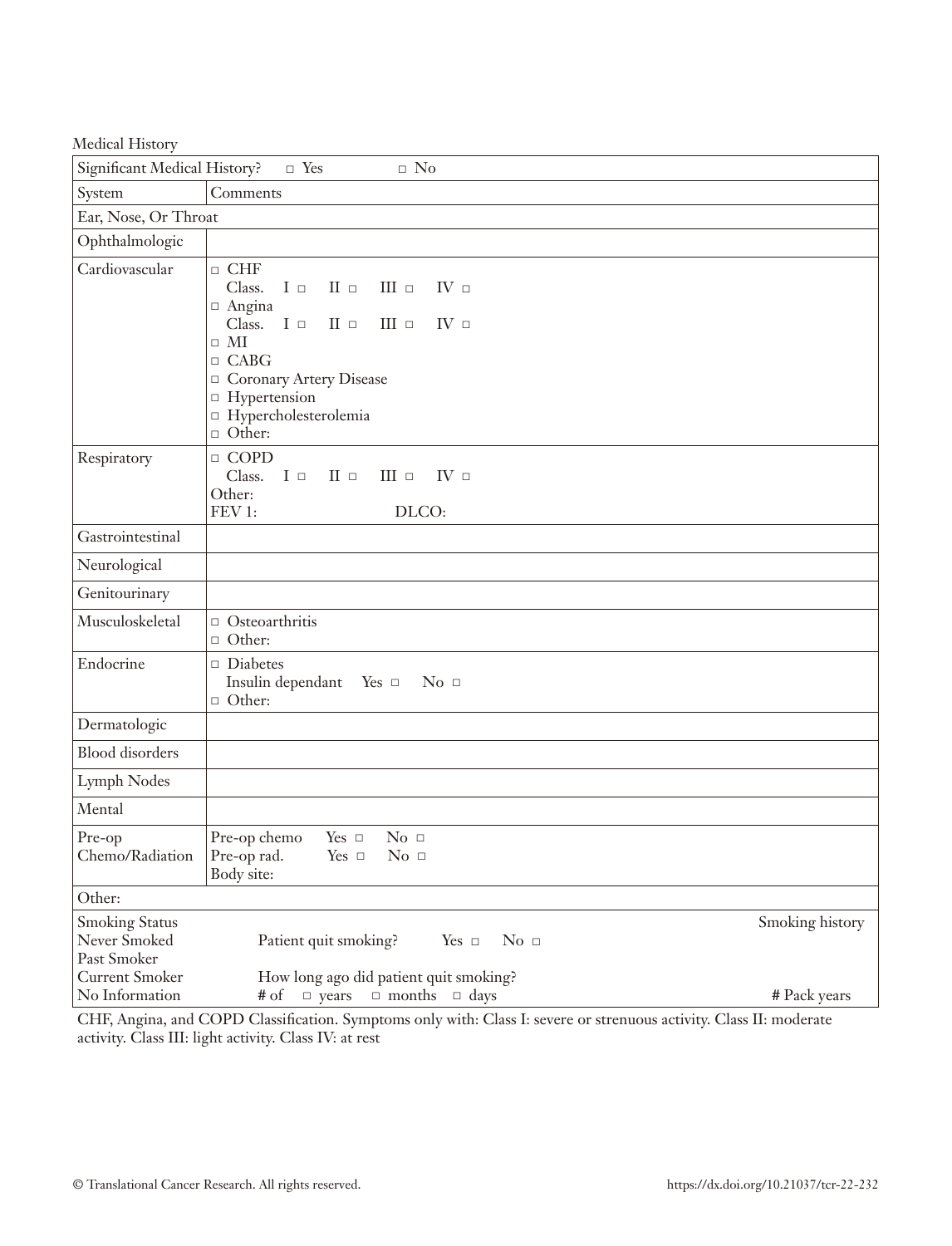Medical History

| Significant Medical History? □ Yes □ No | |
|---|---|
| System | Comments |
| Ear, Nose, Or Throat | |
| Ophthalmologic | |
| Cardiovascular | □ CHF<br>Class. I □ II □ III □ IV □<br>□ Angina<br>Class. I □ II □ III □ IV □<br>□ MI<br>□ CABG<br>□ Coronary Artery Disease<br>□ Hypertension<br>□ Hypercholesterolemia<br>□ Other: |
| Respiratory | □ COPD<br>Class. I □ II □ III □ IV □<br>Other:<br>FEV 1: DLCO: |
| Gastrointestinal | |
| Neurological | |
| Genitourinary | |
| Musculoskeletal | □ Osteoarthritis<br>□ Other: |
| Endocrine | □ Diabetes<br>Insulin dependant Yes □ No □<br>□ Other: |
| Dermatologic | |
| Blood disorders | |
| Lymph Nodes | |
| Mental | |
| Pre-op Chemo/Radiation | Pre-op chemo Yes □ No □<br>Pre-op rad. Yes □ No □<br>Body site: |
| Other: | |
| Smoking Status<br>Never Smoked<br>Past Smoker<br>Current Smoker<br>No Information | Patient quit smoking? Yes □ No □<br>How long ago did patient quit smoking?<br># of □ years □ months □ days<br>Smoking history<br># Pack years |

CHF, Angina, and COPD Classification. Symptoms only with: Class I: severe or strenuous activity. Class II: moderate activity. Class III: light activity. Class IV: at rest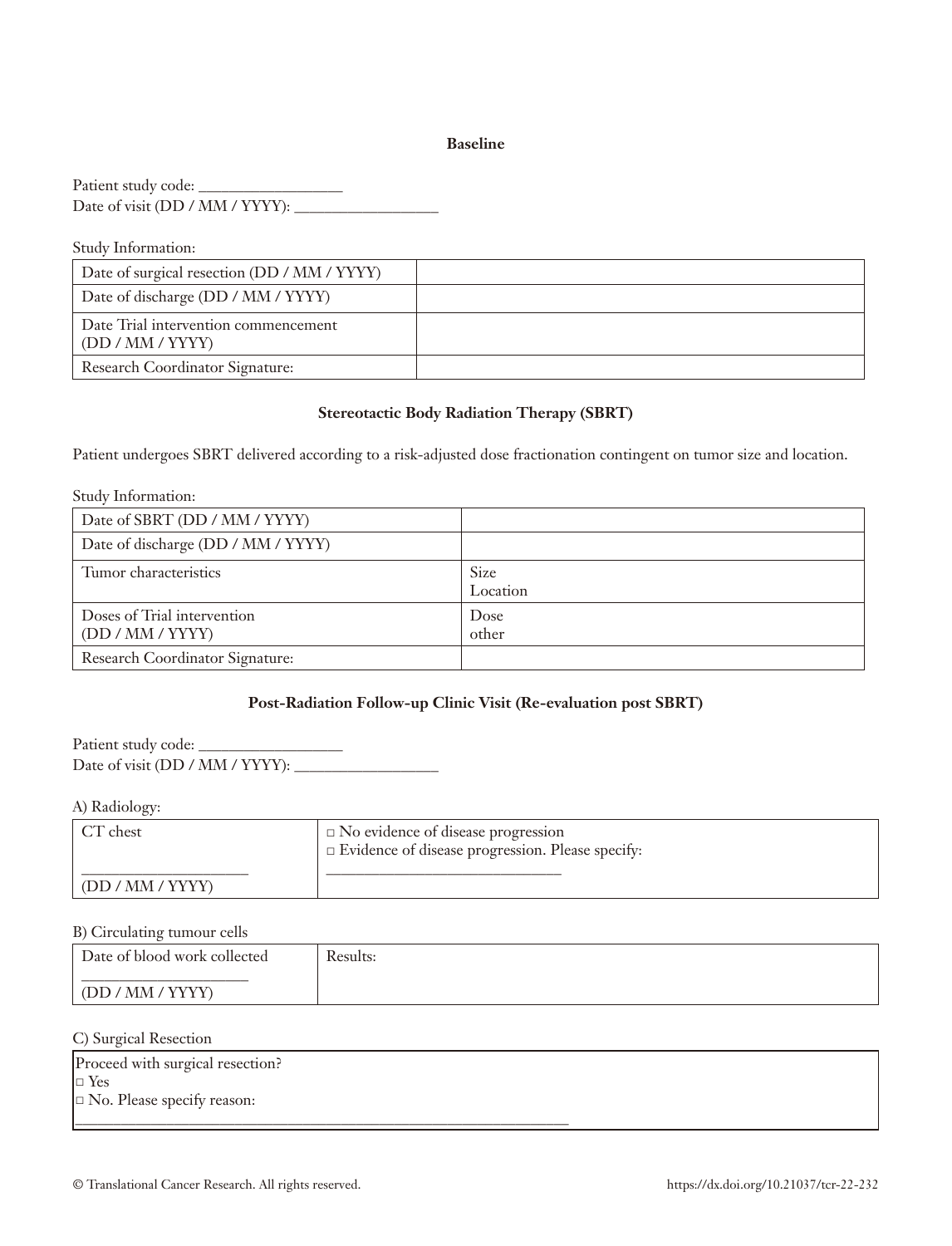**Baseline**

Patient study code: ___________________
Date of visit (DD / MM / YYYY): ___________________

Study Information:

| Date of surgical resection (DD / MM / YYYY) | |
|---|---|
| Date of discharge (DD / MM / YYYY) | |
| Date Trial intervention commencement (DD / MM / YYYY) | |
| Research Coordinator Signature: | |

**Stereotactic Body Radiation Therapy (SBRT)**

Patient undergoes SBRT delivered according to a risk-adjusted dose fractionation contingent on tumor size and location.

Study Information:

| Date of SBRT (DD / MM / YYYY) | |
|---|---|
| Date of discharge (DD / MM / YYYY) | |
| Tumor characteristics | Size<br>Location |
| Doses of Trial intervention (DD / MM / YYYY) | Dose<br>other |
| Research Coordinator Signature: | |

**Post-Radiation Follow-up Clinic Visit (Re-evaluation post SBRT)**

Patient study code: ___________________
Date of visit (DD / MM / YYYY): ___________________

A) Radiology:

| CT chest<br>___________________<br>(DD / MM / YYYY) | □ No evidence of disease progression<br>□ Evidence of disease progression. Please specify:<br>________________________________ |
|---|---|

B) Circulating tumour cells

| Date of blood work collected<br>___________________<br>(DD / MM / YYYY) | Results: |
|---|---|

C) Surgical Resection

| Proceed with surgical resection?<br>□ Yes<br>□ No. Please specify reason:<br>___________________________________________________________________ |
|---|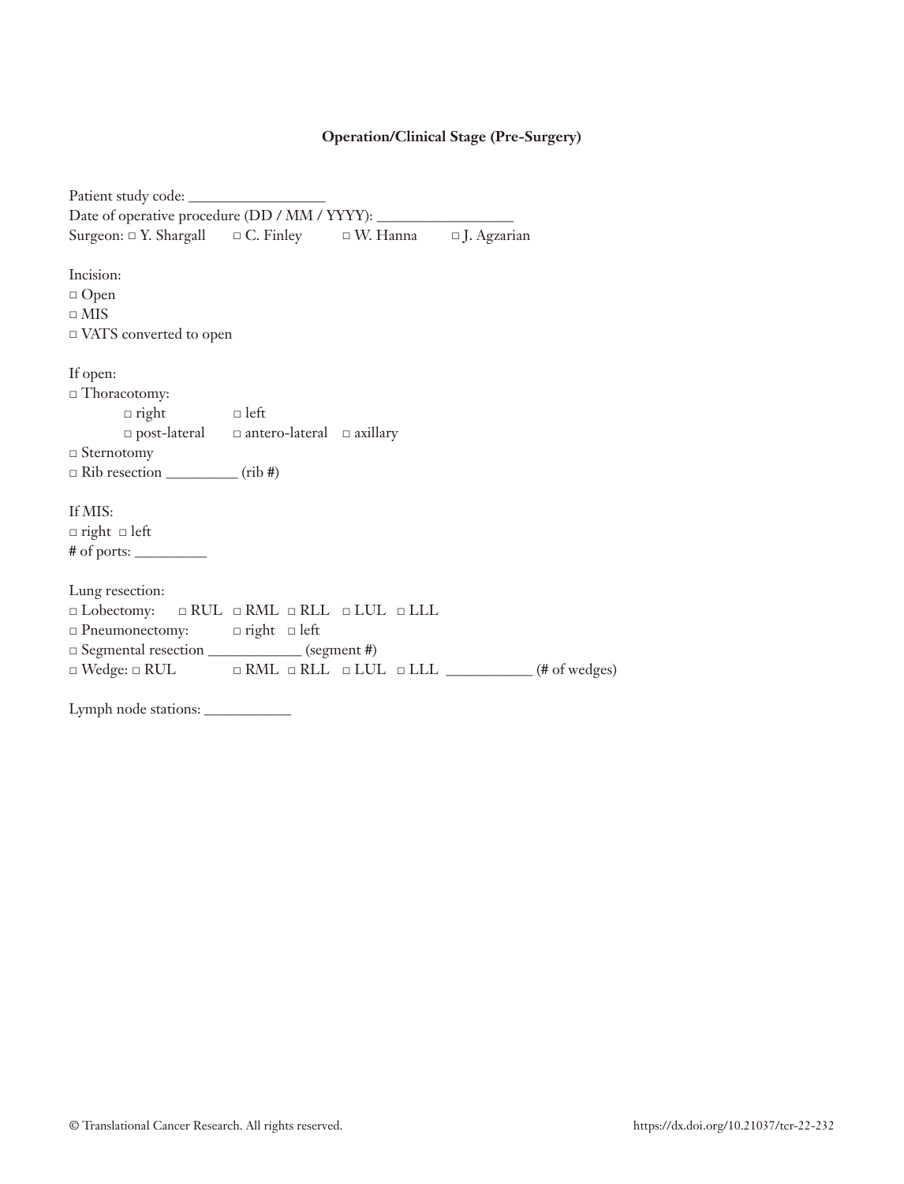**Operation/Clinical Stage (Pre-Surgery)**

Patient study code: \_\_\_\_\_\_\_\_\_\_\_\_\_\_\_\_\_\_

Date of operative procedure (DD / MM / YYYY): \_\_\_\_\_\_\_\_\_\_\_\_\_\_\_\_\_\_

Surgeon: □ Y. Shargall □ C. Finley □ W. Hanna □ J. Agzarian

Incision:

□ Open

□ MIS

□ VATS converted to open

If open:

□ Thoracotomy:

  □ right □ left

  □ post-lateral □ antero-lateral □ axillary

□ Sternotomy

□ Rib resection \_\_\_\_\_\_\_\_\_\_ (rib #)

If MIS:

□ right □ left

# of ports: \_\_\_\_\_\_\_\_\_\_

Lung resection:

□ Lobectomy: □ RUL □ RML □ RLL □ LUL □ LLL

□ Pneumonectomy: □ right □ left

□ Segmental resection \_\_\_\_\_\_\_\_\_\_\_\_\_ (segment #)

□ Wedge: □ RUL □ RML □ RLL □ LUL □ LLL \_\_\_\_\_\_\_\_\_\_\_\_ (# of wedges)

Lymph node stations: \_\_\_\_\_\_\_\_\_\_\_\_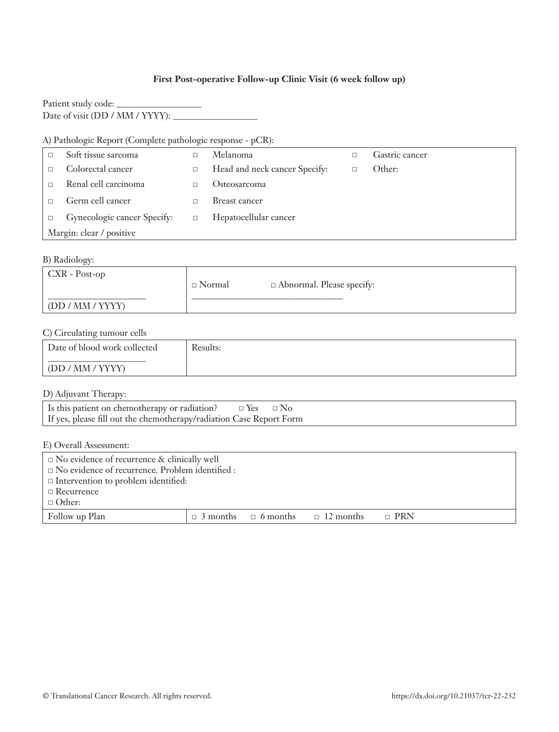**First Post-operative Follow-up Clinic Visit (6 week follow up)**

Patient study code: ___________________
Date of visit (DD / MM / YYYY): ___________________

A) Pathologic Report (Complete pathologic response - pCR):

| | | |
|---|---|---|
| □ Soft tissue sarcoma | □ Melanoma | □ Gastric cancer |
| □ Colorectal cancer | □ Head and neck cancer Specify: | □ Other: |
| □ Renal cell carcinoma | □ Osteosarcoma | |
| □ Germ cell cancer | □ Breast cancer | |
| □ Gynecologic cancer Specify: | □ Hepatocellular cancer | |
| Margin: clear / positive | | |

B) Radiology:

| | |
|---|---|
| CXR - Post-op<br>_____________________<br>(DD / MM / YYYY) | □ Normal □ Abnormal. Please specify:<br>___________________________________ |

C) Circulating tumour cells

| | |
|---|---|
| Date of blood work collected<br>_____________________<br>(DD / MM / YYYY) | Results: |

D) Adjuvant Therapy:

| |
|---|
| Is this patient on chemotherapy or radiation? □ Yes □ No<br>If yes, please fill out the chemotherapy/radiation Case Report Form |

E) Overall Assessment:

| | |
|---|---|
| □ No evidence of recurrence & clinically well<br>□ No evidence of recurrence. Problem identified :<br>□ Intervention to problem identified:<br>□ Recurrence<br>□ Other: | |
| Follow up Plan | □ 3 months □ 6 months □ 12 months □ PRN |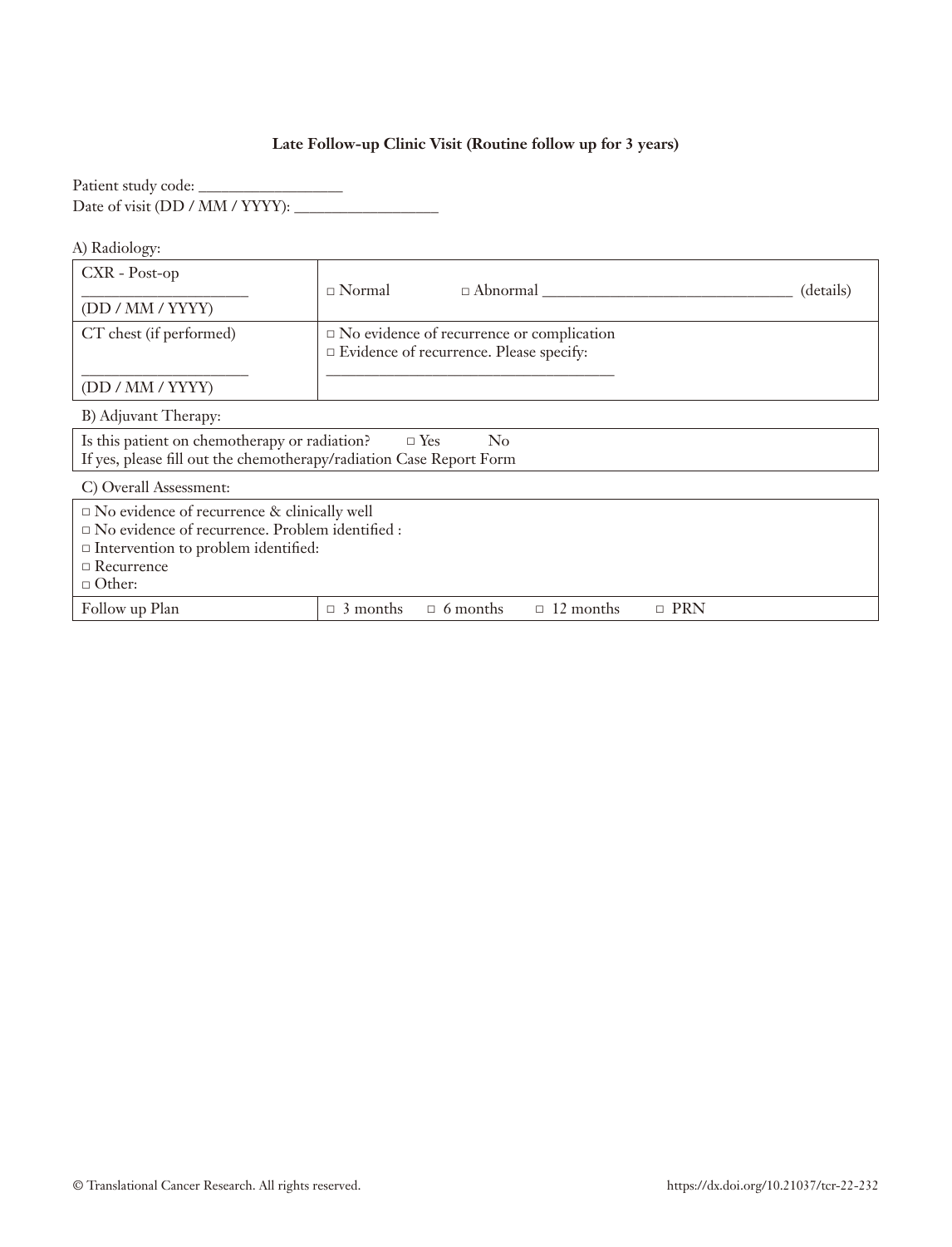**Late Follow-up Clinic Visit (Routine follow up for 3 years)**

Patient study code: ___________________
Date of visit (DD / MM / YYYY): ___________________

A) Radiology:

| | |
|---|---|
| CXR - Post-op ___________________ (DD / MM / YYYY) | □ Normal □ Abnormal _________________________________ (details) |
| CT chest (if performed) ___________________ (DD / MM / YYYY) | □ No evidence of recurrence or complication □ Evidence of recurrence. Please specify: _____________________________________ |

B) Adjuvant Therapy:

| |
|---|
| Is this patient on chemotherapy or radiation? □ Yes No If yes, please fill out the chemotherapy/radiation Case Report Form |

C) Overall Assessment:

| | | | | |
|---|---|---|---|---|
| □ No evidence of recurrence & clinically well □ No evidence of recurrence. Problem identified : □ Intervention to problem identified: □ Recurrence □ Other: | | | | |
| Follow up Plan | □ 3 months | □ 6 months | □ 12 months | □ PRN |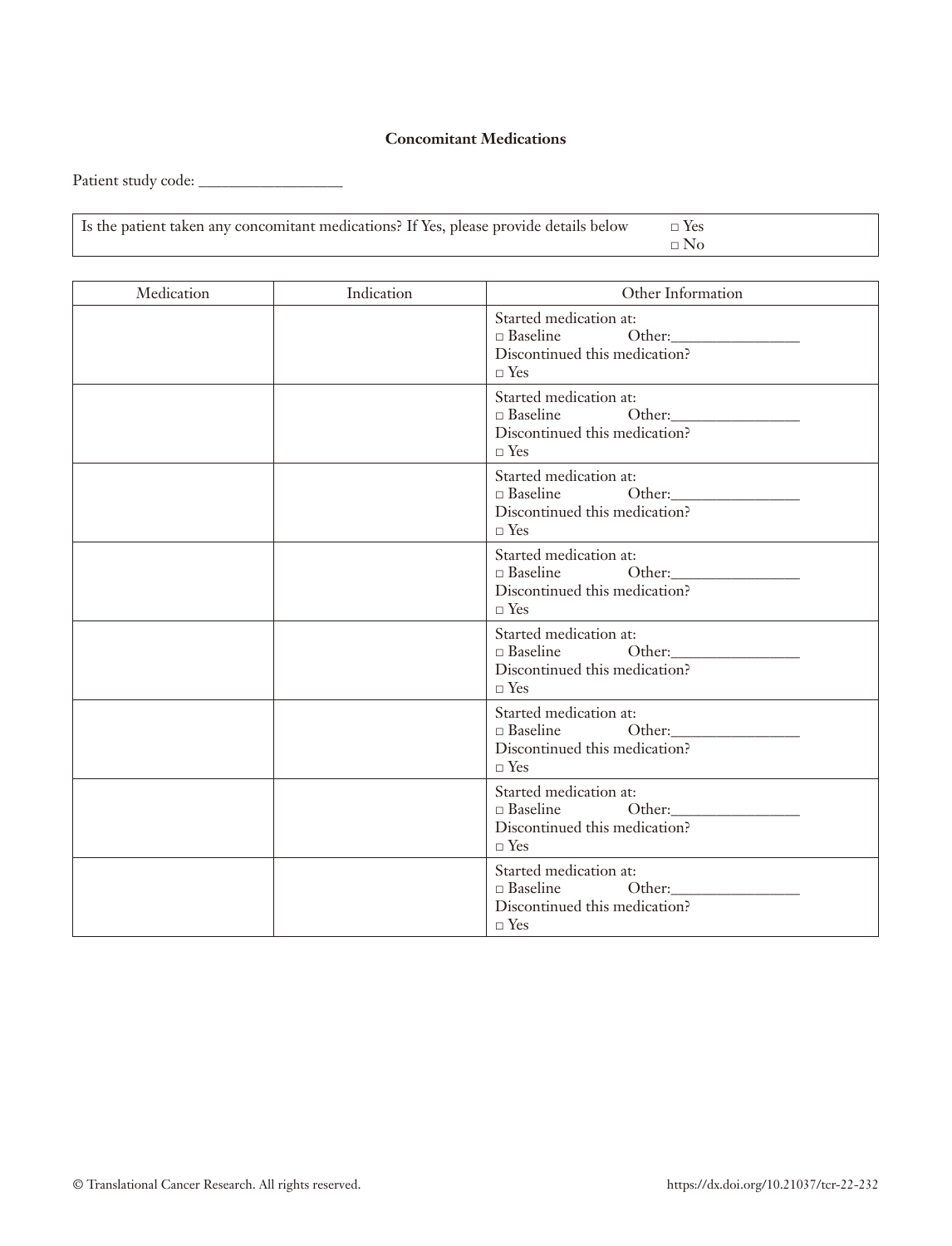**Concomitant Medications**

Patient study code: __________________

| Is the patient taken any concomitant medications? If Yes, please provide details below | □ Yes<br>□ No |
|---|---|

| Medication | Indication | Other Information |
|---|---|---|
| | | Started medication at:<br>□ Baseline Other:________________<br>Discontinued this medication?<br>□ Yes |
| | | Started medication at:<br>□ Baseline Other:________________<br>Discontinued this medication?<br>□ Yes |
| | | Started medication at:<br>□ Baseline Other:________________<br>Discontinued this medication?<br>□ Yes |
| | | Started medication at:<br>□ Baseline Other:________________<br>Discontinued this medication?<br>□ Yes |
| | | Started medication at:<br>□ Baseline Other:________________<br>Discontinued this medication?<br>□ Yes |
| | | Started medication at:<br>□ Baseline Other:________________<br>Discontinued this medication?<br>□ Yes |
| | | Started medication at:<br>□ Baseline Other:________________<br>Discontinued this medication?<br>□ Yes |
| | | Started medication at:<br>□ Baseline Other:________________<br>Discontinued this medication?<br>□ Yes |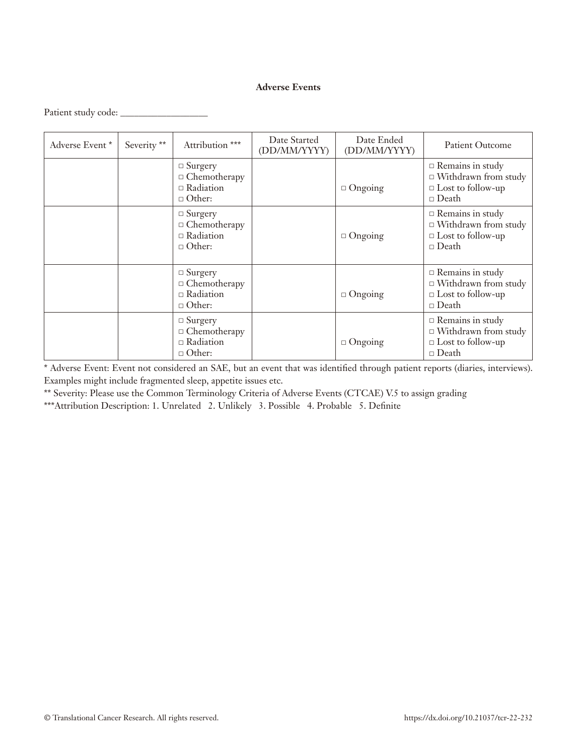**Adverse Events**

Patient study code: ___________________

| Adverse Event * | Severity ** | Attribution *** | Date Started (DD/MM/YYYY) | Date Ended (DD/MM/YYYY) | Patient Outcome |
|---|---|---|---|---|---|
| | | □ Surgery<br>□ Chemotherapy<br>□ Radiation<br>□ Other: | | □ Ongoing | □ Remains in study<br>□ Withdrawn from study<br>□ Lost to follow-up<br>□ Death |
| | | □ Surgery<br>□ Chemotherapy<br>□ Radiation<br>□ Other: | | □ Ongoing | □ Remains in study<br>□ Withdrawn from study<br>□ Lost to follow-up<br>□ Death |
| | | □ Surgery<br>□ Chemotherapy<br>□ Radiation<br>□ Other: | | □ Ongoing | □ Remains in study<br>□ Withdrawn from study<br>□ Lost to follow-up<br>□ Death |
| | | □ Surgery<br>□ Chemotherapy<br>□ Radiation<br>□ Other: | | □ Ongoing | □ Remains in study<br>□ Withdrawn from study<br>□ Lost to follow-up<br>□ Death |

* Adverse Event: Event not considered an SAE, but an event that was identified through patient reports (diaries, interviews). Examples might include fragmented sleep, appetite issues etc.

** Severity: Please use the Common Terminology Criteria of Adverse Events (CTCAE) V.5 to assign grading

***Attribution Description: 1. Unrelated 2. Unlikely 3. Possible 4. Probable 5. Definite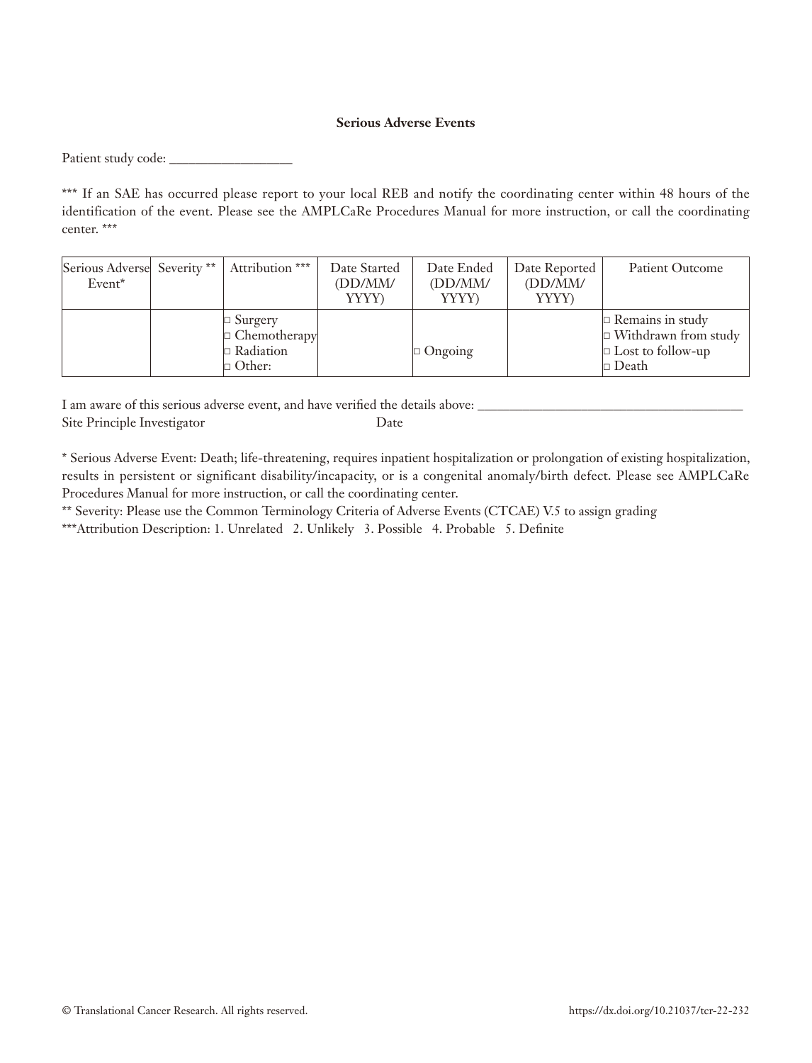**Serious Adverse Events**

Patient study code: ___________________

*** If an SAE has occurred please report to your local REB and notify the coordinating center within 48 hours of the identification of the event. Please see the AMPLCaRe Procedures Manual for more instruction, or call the coordinating center. ***

| Serious Adverse Event* | Severity ** | Attribution *** | Date Started (DD/MM/ YYYY) | Date Ended (DD/MM/ YYYY) | Date Reported (DD/MM/ YYYY) | Patient Outcome |
|---|---|---|---|---|---|---|
| | | □ Surgery<br>□ Chemotherapy<br>□ Radiation<br>□ Other: | | □ Ongoing | | □ Remains in study<br>□ Withdrawn from study<br>□ Lost to follow-up<br>□ Death |

I am aware of this serious adverse event, and have verified the details above: ___________________________________________

Site Principle Investigator Date

* Serious Adverse Event: Death; life-threatening, requires inpatient hospitalization or prolongation of existing hospitalization, results in persistent or significant disability/incapacity, or is a congenital anomaly/birth defect. Please see AMPLCaRe Procedures Manual for more instruction, or call the coordinating center.

** Severity: Please use the Common Terminology Criteria of Adverse Events (CTCAE) V.5 to assign grading

***Attribution Description: 1. Unrelated 2. Unlikely 3. Possible 4. Probable 5. Definite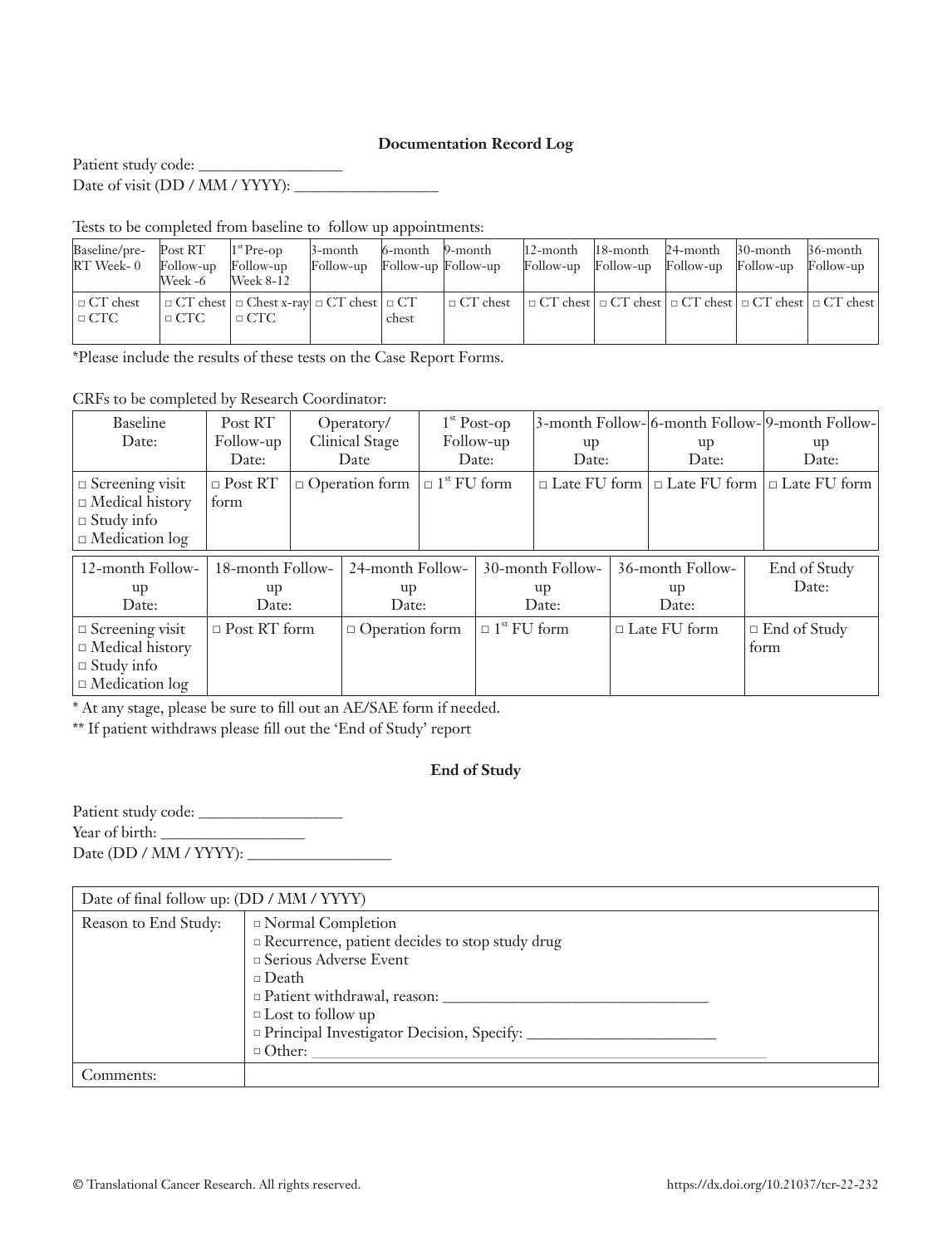**Documentation Record Log**

Patient study code: ___________________

Date of visit (DD / MM / YYYY): ___________________

Tests to be completed from baseline to follow up appointments:

| Baseline/pre-RT Week- 0 | Post RT Follow-up Week -6 | 1st Pre-op Follow-up Week 8-12 | 3-month Follow-up | 6-month Follow-up | 9-month Follow-up | 12-month Follow-up | 18-month Follow-up | 24-month Follow-up | 30-month Follow-up | 36-month Follow-up |
|---|---|---|---|---|---|---|---|---|---|---|
| □ CT chest<br>□ CTC | □ CT chest<br>□ CTC | □ Chest x-ray<br>□ CTC | □ CT chest | □ CT chest | □ CT chest | □ CT chest | □ CT chest | □ CT chest | □ CT chest | □ CT chest |

*Please include the results of these tests on the Case Report Forms.

CRFs to be completed by Research Coordinator:

| Baseline Date: | Post RT Follow-up Date: | Operatory/ Clinical Stage Date | 1st Post-op Follow-up Date: | 3-month Follow-up Date: | 6-month Follow-up Date: | 9-month Follow-up Date: |
|---|---|---|---|---|---|---|
| □ Screening visit<br>□ Medical history<br>□ Study info<br>□ Medication log | □ Post RT form | □ Operation form | □ 1st FU form | □ Late FU form | □ Late FU form | □ Late FU form |

| 12-month Follow-up Date: | 18-month Follow-up Date: | 24-month Follow-up Date: | 30-month Follow-up Date: | 36-month Follow-up Date: | End of Study Date: |
|---|---|---|---|---|---|
| □ Screening visit<br>□ Medical history<br>□ Study info<br>□ Medication log | □ Post RT form | □ Operation form | □ 1st FU form | □ Late FU form | □ End of Study form |

* At any stage, please be sure to fill out an AE/SAE form if needed.

** If patient withdraws please fill out the 'End of Study' report

**End of Study**

Patient study code: ___________________

Year of birth: ___________________

Date (DD / MM / YYYY): ___________________

| Date of final follow up: (DD / MM / YYYY) | |
|---|---|
| Reason to End Study: | □ Normal Completion<br>□ Recurrence, patient decides to stop study drug<br>□ Serious Adverse Event<br>□ Death<br>□ Patient withdrawal, reason: ___________________________________<br>□ Lost to follow up<br>□ Principal Investigator Decision, Specify: _________________________<br>□ Other: ___________________________________________________________ |
| Comments: | |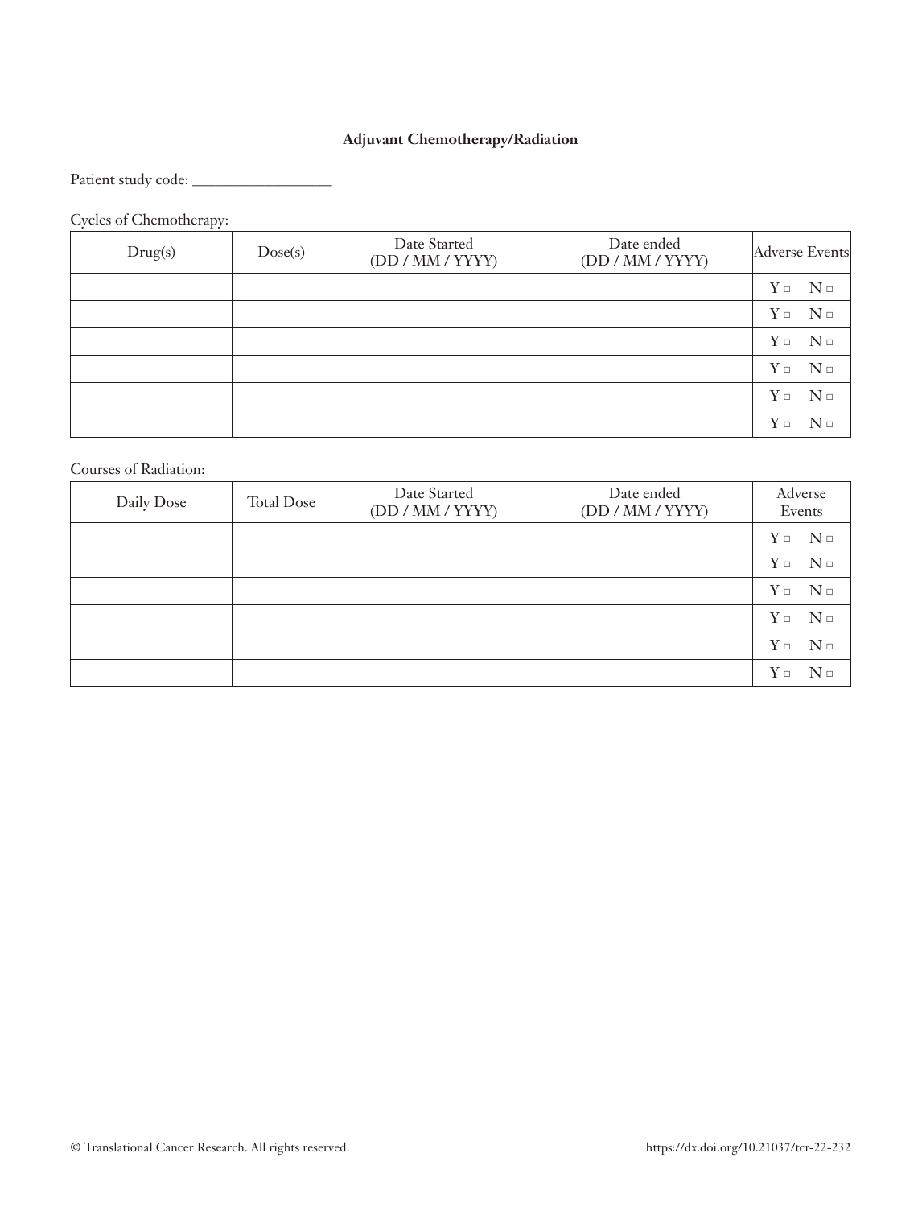**Adjuvant Chemotherapy/Radiation**

Patient study code: ________________

Cycles of Chemotherapy:

| Drug(s) | Dose(s) | Date Started (DD / MM / YYYY) | Date ended (DD / MM / YYYY) | Adverse Events |
|---|---|---|---|---|
| | | | | Y □ N □ |
| | | | | Y □ N □ |
| | | | | Y □ N □ |
| | | | | Y □ N □ |
| | | | | Y □ N □ |
| | | | | Y □ N □ |

Courses of Radiation:

| Daily Dose | Total Dose | Date Started (DD / MM / YYYY) | Date ended (DD / MM / YYYY) | Adverse Events |
|---|---|---|---|---|
| | | | | Y □ N □ |
| | | | | Y □ N □ |
| | | | | Y □ N □ |
| | | | | Y □ N □ |
| | | | | Y □ N □ |
| | | | | Y □ N □ |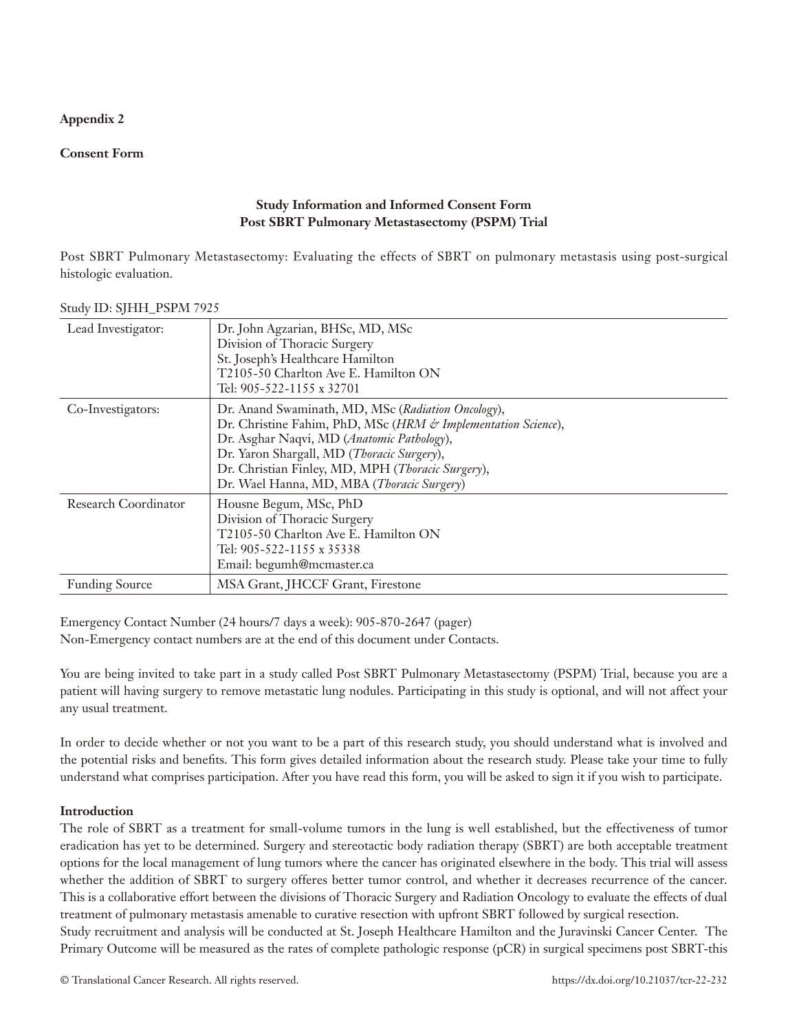**Appendix 2**

**Consent Form**

**Study Information and Informed Consent Form**
**Post SBRT Pulmonary Metastasectomy (PSPM) Trial**

Post SBRT Pulmonary Metastasectomy: Evaluating the effects of SBRT on pulmonary metastasis using post-surgical histologic evaluation.

Study ID: SJHH_PSPM 7925

| | |
|---|---|
| Lead Investigator: | Dr. John Agzarian, BHSc, MD, MSc<br>Division of Thoracic Surgery<br>St. Joseph's Healthcare Hamilton<br>T2105-50 Charlton Ave E. Hamilton ON<br>Tel: 905-522-1155 x 32701 |
| Co-Investigators: | Dr. Anand Swaminath, MD, MSc (*Radiation Oncology*),<br>Dr. Christine Fahim, PhD, MSc (*HRM & Implementation Science*),<br>Dr. Asghar Naqvi, MD (*Anatomic Pathology*),<br>Dr. Yaron Shargall, MD (*Thoracic Surgery*),<br>Dr. Christian Finley, MD, MPH (*Thoracic Surgery*),<br>Dr. Wael Hanna, MD, MBA (*Thoracic Surgery*) |
| Research Coordinator | Housne Begum, MSc, PhD<br>Division of Thoracic Surgery<br>T2105-50 Charlton Ave E. Hamilton ON<br>Tel: 905-522-1155 x 35338<br>Email: begumh@mcmaster.ca |
| Funding Source | MSA Grant, JHCCF Grant, Firestone |

Emergency Contact Number (24 hours/7 days a week): 905-870-2647 (pager)
Non-Emergency contact numbers are at the end of this document under Contacts.

You are being invited to take part in a study called Post SBRT Pulmonary Metastasectomy (PSPM) Trial, because you are a patient will having surgery to remove metastatic lung nodules. Participating in this study is optional, and will not affect your any usual treatment.

In order to decide whether or not you want to be a part of this research study, you should understand what is involved and the potential risks and benefits. This form gives detailed information about the research study. Please take your time to fully understand what comprises participation. After you have read this form, you will be asked to sign it if you wish to participate.

**Introduction**

The role of SBRT as a treatment for small-volume tumors in the lung is well established, but the effectiveness of tumor eradication has yet to be determined. Surgery and stereotactic body radiation therapy (SBRT) are both acceptable treatment options for the local management of lung tumors where the cancer has originated elsewhere in the body. This trial will assess whether the addition of SBRT to surgery offeres better tumor control, and whether it decreases recurrence of the cancer. This is a collaborative effort between the divisions of Thoracic Surgery and Radiation Oncology to evaluate the effects of dual treatment of pulmonary metastasis amenable to curative resection with upfront SBRT followed by surgical resection.
Study recruitment and analysis will be conducted at St. Joseph Healthcare Hamilton and the Juravinski Cancer Center. The Primary Outcome will be measured as the rates of complete pathologic response (pCR) in surgical specimens post SBRT-this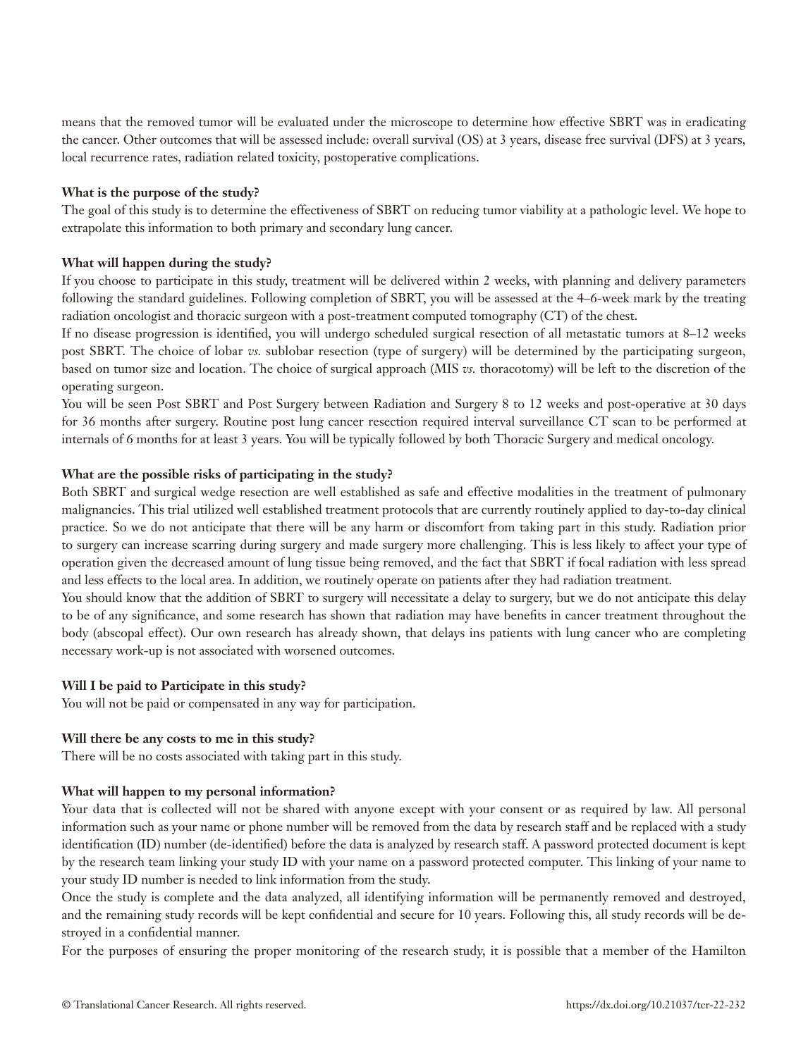means that the removed tumor will be evaluated under the microscope to determine how effective SBRT was in eradicating the cancer. Other outcomes that will be assessed include: overall survival (OS) at 3 years, disease free survival (DFS) at 3 years, local recurrence rates, radiation related toxicity, postoperative complications.

**What is the purpose of the study?**

The goal of this study is to determine the effectiveness of SBRT on reducing tumor viability at a pathologic level. We hope to extrapolate this information to both primary and secondary lung cancer.

**What will happen during the study?**

If you choose to participate in this study, treatment will be delivered within 2 weeks, with planning and delivery parameters following the standard guidelines. Following completion of SBRT, you will be assessed at the 4–6-week mark by the treating radiation oncologist and thoracic surgeon with a post-treatment computed tomography (CT) of the chest.

If no disease progression is identified, you will undergo scheduled surgical resection of all metastatic tumors at 8–12 weeks post SBRT. The choice of lobar *vs.* sublobar resection (type of surgery) will be determined by the participating surgeon, based on tumor size and location. The choice of surgical approach (MIS *vs.* thoracotomy) will be left to the discretion of the operating surgeon.

You will be seen Post SBRT and Post Surgery between Radiation and Surgery 8 to 12 weeks and post-operative at 30 days for 36 months after surgery. Routine post lung cancer resection required interval surveillance CT scan to be performed at internals of 6 months for at least 3 years. You will be typically followed by both Thoracic Surgery and medical oncology.

**What are the possible risks of participating in the study?**

Both SBRT and surgical wedge resection are well established as safe and effective modalities in the treatment of pulmonary malignancies. This trial utilized well established treatment protocols that are currently routinely applied to day-to-day clinical practice. So we do not anticipate that there will be any harm or discomfort from taking part in this study. Radiation prior to surgery can increase scarring during surgery and made surgery more challenging. This is less likely to affect your type of operation given the decreased amount of lung tissue being removed, and the fact that SBRT if focal radiation with less spread and less effects to the local area. In addition, we routinely operate on patients after they had radiation treatment.

You should know that the addition of SBRT to surgery will necessitate a delay to surgery, but we do not anticipate this delay to be of any significance, and some research has shown that radiation may have benefits in cancer treatment throughout the body (abscopal effect). Our own research has already shown, that delays ins patients with lung cancer who are completing necessary work-up is not associated with worsened outcomes.

**Will I be paid to Participate in this study?**

You will not be paid or compensated in any way for participation.

**Will there be any costs to me in this study?**

There will be no costs associated with taking part in this study.

**What will happen to my personal information?**

Your data that is collected will not be shared with anyone except with your consent or as required by law. All personal information such as your name or phone number will be removed from the data by research staff and be replaced with a study identification (ID) number (de-identified) before the data is analyzed by research staff. A password protected document is kept by the research team linking your study ID with your name on a password protected computer. This linking of your name to your study ID number is needed to link information from the study.

Once the study is complete and the data analyzed, all identifying information will be permanently removed and destroyed, and the remaining study records will be kept confidential and secure for 10 years. Following this, all study records will be destroyed in a confidential manner.

For the purposes of ensuring the proper monitoring of the research study, it is possible that a member of the Hamilton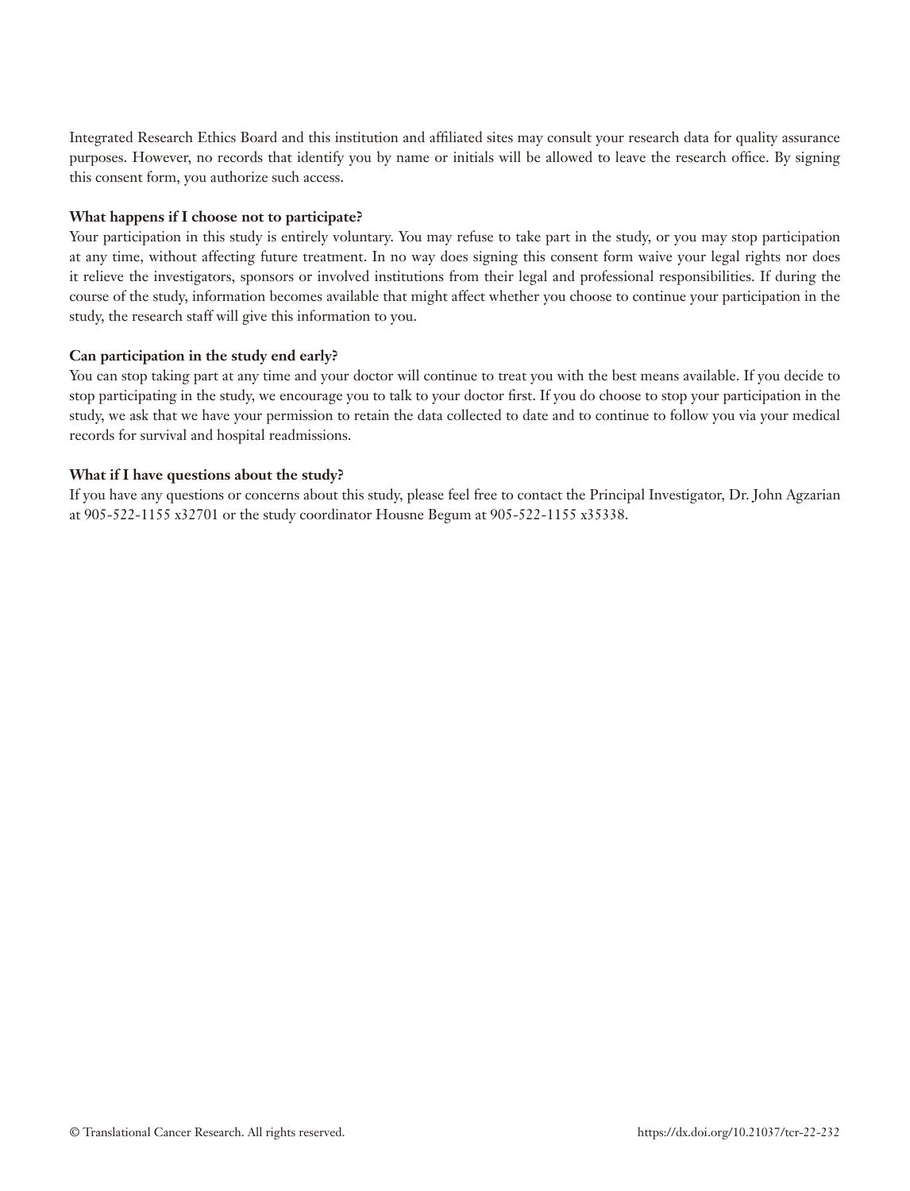Integrated Research Ethics Board and this institution and affiliated sites may consult your research data for quality assurance purposes. However, no records that identify you by name or initials will be allowed to leave the research office. By signing this consent form, you authorize such access.

**What happens if I choose not to participate?**

Your participation in this study is entirely voluntary. You may refuse to take part in the study, or you may stop participation at any time, without affecting future treatment. In no way does signing this consent form waive your legal rights nor does it relieve the investigators, sponsors or involved institutions from their legal and professional responsibilities. If during the course of the study, information becomes available that might affect whether you choose to continue your participation in the study, the research staff will give this information to you.

**Can participation in the study end early?**

You can stop taking part at any time and your doctor will continue to treat you with the best means available. If you decide to stop participating in the study, we encourage you to talk to your doctor first. If you do choose to stop your participation in the study, we ask that we have your permission to retain the data collected to date and to continue to follow you via your medical records for survival and hospital readmissions.

**What if I have questions about the study?**

If you have any questions or concerns about this study, please feel free to contact the Principal Investigator, Dr. John Agzarian at 905-522-1155 x32701 or the study coordinator Housne Begum at 905-522-1155 x35338.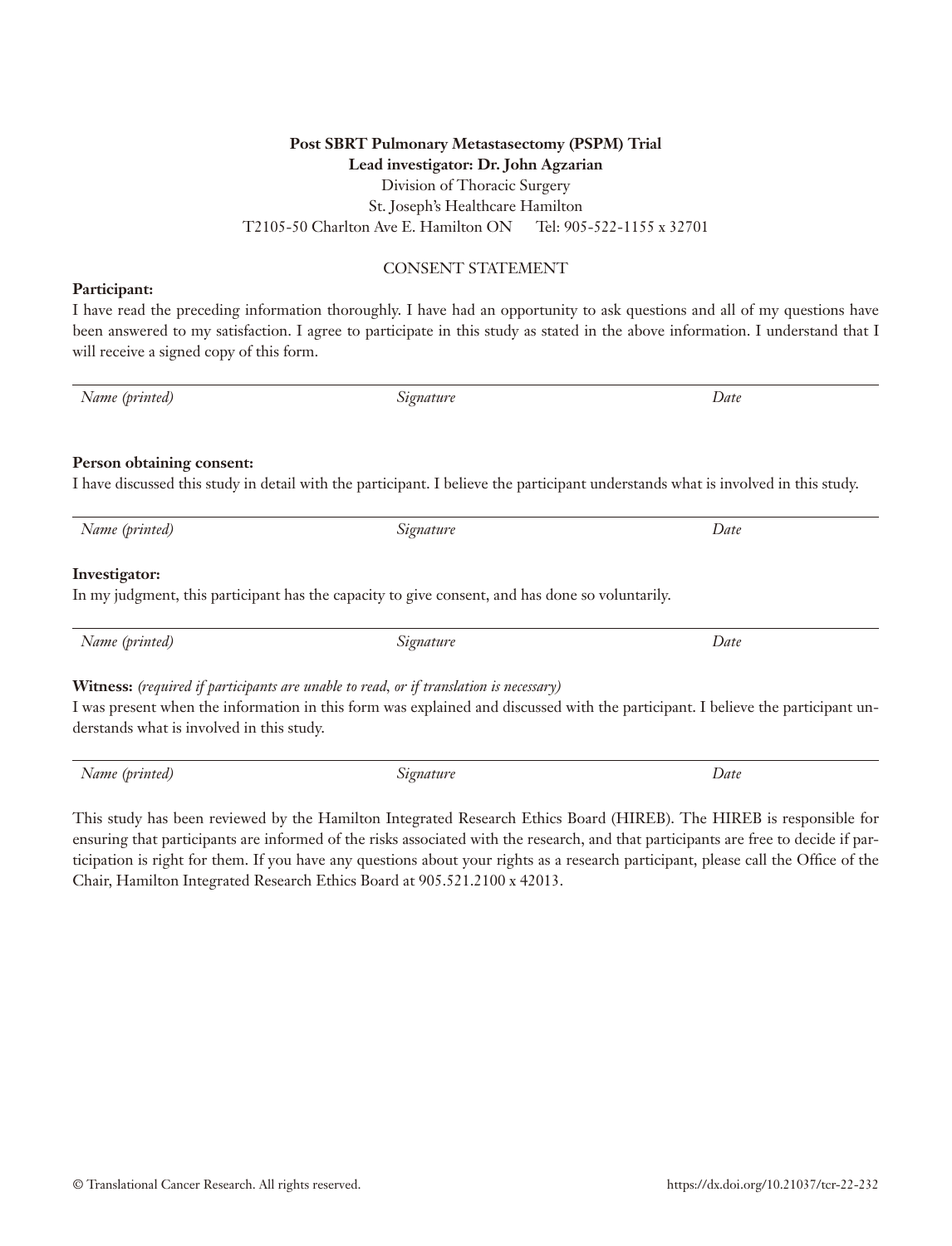**Post SBRT Pulmonary Metastasectomy (PSPM) Trial**
**Lead investigator: Dr. John Agzarian**
Division of Thoracic Surgery
St. Joseph's Healthcare Hamilton
T2105-50 Charlton Ave E. Hamilton ON Tel: 905-522-1155 x 32701

CONSENT STATEMENT

**Participant:**
I have read the preceding information thoroughly. I have had an opportunity to ask questions and all of my questions have been answered to my satisfaction. I agree to participate in this study as stated in the above information. I understand that I will receive a signed copy of this form.

| *Name (printed)* | *Signature* | *Date* |
|---|---|---|

**Person obtaining consent:**
I have discussed this study in detail with the participant. I believe the participant understands what is involved in this study.

| *Name (printed)* | *Signature* | *Date* |
|---|---|---|

**Investigator:**
In my judgment, this participant has the capacity to give consent, and has done so voluntarily.

| *Name (printed)* | *Signature* | *Date* |
|---|---|---|

**Witness:** *(required if participants are unable to read, or if translation is necessary)*
I was present when the information in this form was explained and discussed with the participant. I believe the participant understands what is involved in this study.

| *Name (printed)* | *Signature* | *Date* |
|---|---|---|

This study has been reviewed by the Hamilton Integrated Research Ethics Board (HIREB). The HIREB is responsible for ensuring that participants are informed of the risks associated with the research, and that participants are free to decide if participation is right for them. If you have any questions about your rights as a research participant, please call the Office of the Chair, Hamilton Integrated Research Ethics Board at 905.521.2100 x 42013.